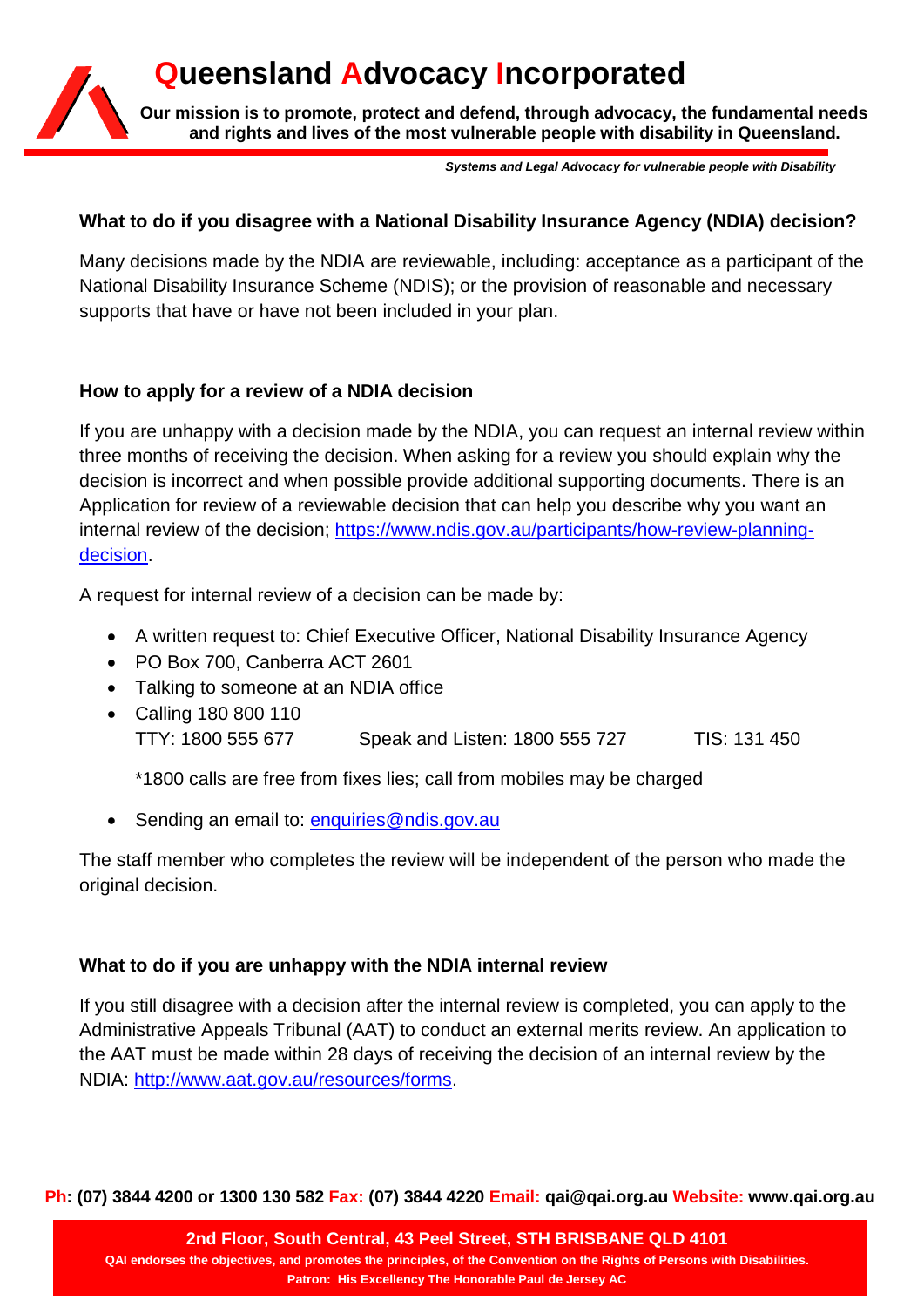# Queensland Advocacy Incorporated

**Our mission is to promote, protect and defend, through advocacy, the fundamental needs and rights and lives of the most vulnerable people with disability in Queensland.**

***Systems and Legal Advocacy for vulnerable people with Disability***

### What to do if you disagree with a National Disability Insurance Agency (NDIA) decision?

Many decisions made by the NDIA are reviewable, including: acceptance as a participant of the National Disability Insurance Scheme (NDIS); or the provision of reasonable and necessary supports that have or have not been included in your plan.

### How to apply for a review of a NDIA decision

If you are unhappy with a decision made by the NDIA, you can request an internal review within three months of receiving the decision. When asking for a review you should explain why the decision is incorrect and when possible provide additional supporting documents. There is an Application for review of a reviewable decision that can help you describe why you want an internal review of the decision; https://www.ndis.gov.au/participants/how-review-planning-decision.

A request for internal review of a decision can be made by:

- A written request to: Chief Executive Officer, National Disability Insurance Agency
- PO Box 700, Canberra ACT 2601
- Talking to someone at an NDIA office
- Calling 180 800 110
  TTY: 1800 555 677 Speak and Listen: 1800 555 727 TIS: 131 450

  *1800 calls are free from fixes lies; call from mobiles may be charged

- Sending an email to: enquiries@ndis.gov.au

The staff member who completes the review will be independent of the person who made the original decision.

### What to do if you are unhappy with the NDIA internal review

If you still disagree with a decision after the internal review is completed, you can apply to the Administrative Appeals Tribunal (AAT) to conduct an external merits review. An application to the AAT must be made within 28 days of receiving the decision of an internal review by the NDIA: http://www.aat.gov.au/resources/forms.

**Ph: (07) 3844 4200 or 1300 130 582 Fax: (07) 3844 4220 Email: qai@qai.org.au Website: www.qai.org.au**

**2nd Floor, South Central, 43 Peel Street, STH BRISBANE QLD 4101**
**QAI endorses the objectives, and promotes the principles, of the Convention on the Rights of Persons with Disabilities.**
**Patron: His Excellency The Honorable Paul de Jersey AC**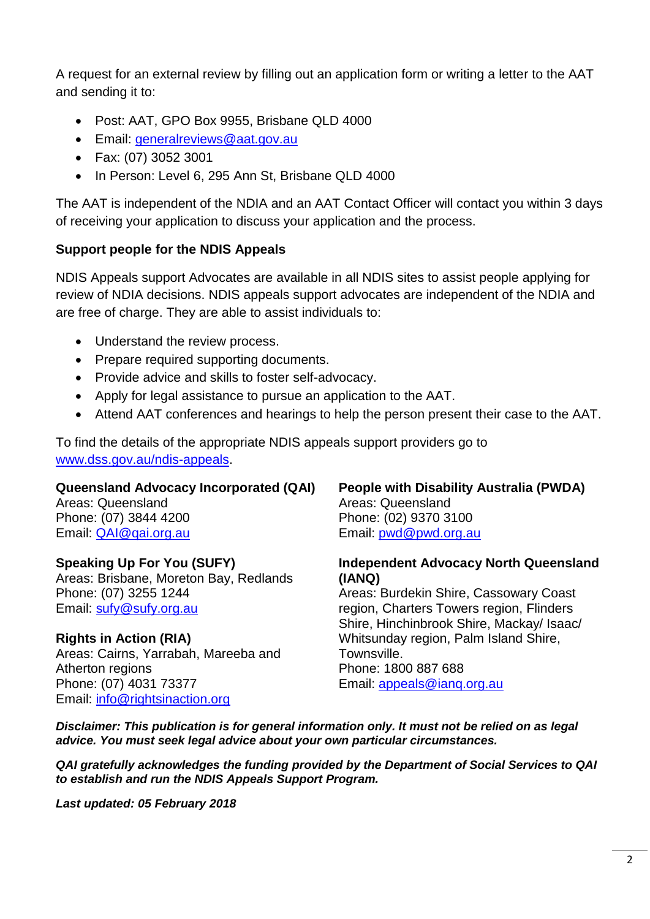A request for an external review by filling out an application form or writing a letter to the AAT and sending it to:

- Post: AAT, GPO Box 9955, Brisbane QLD 4000
- Email: [generalreviews@aat.gov.au](mailto:generalreviews@aat.gov.au)
- Fax: (07) 3052 3001
- In Person: Level 6, 295 Ann St, Brisbane QLD 4000

The AAT is independent of the NDIA and an AAT Contact Officer will contact you within 3 days of receiving your application to discuss your application and the process.

### Support people for the NDIS Appeals

NDIS Appeals support Advocates are available in all NDIS sites to assist people applying for review of NDIA decisions. NDIS appeals support advocates are independent of the NDIA and are free of charge. They are able to assist individuals to:

- Understand the review process.
- Prepare required supporting documents.
- Provide advice and skills to foster self-advocacy.
- Apply for legal assistance to pursue an application to the AAT.
- Attend AAT conferences and hearings to help the person present their case to the AAT.

To find the details of the appropriate NDIS appeals support providers go to [www.dss.gov.au/ndis-appeals](http://www.dss.gov.au/ndis-appeals).

**Queensland Advocacy Incorporated (QAI)**
Areas: Queensland
Phone: (07) 3844 4200
Email: [QAI@qai.org.au](mailto:QAI@qai.org.au)

**Speaking Up For You (SUFY)**
Areas: Brisbane, Moreton Bay, Redlands
Phone: (07) 3255 1244
Email: [sufy@sufy.org.au](mailto:sufy@sufy.org.au)

**Rights in Action (RIA)**
Areas: Cairns, Yarrabah, Mareeba and Atherton regions
Phone: (07) 4031 73377
Email: [info@rightsinaction.org](mailto:info@rightsinaction.org)

**People with Disability Australia (PWDA)**
Areas: Queensland
Phone: (02) 9370 3100
Email: [pwd@pwd.org.au](mailto:pwd@pwd.org.au)

**Independent Advocacy North Queensland (IANQ)**
Areas: Burdekin Shire, Cassowary Coast region, Charters Towers region, Flinders Shire, Hinchinbrook Shire, Mackay/ Isaac/ Whitsunday region, Palm Island Shire, Townsville.
Phone: 1800 887 688
Email: [appeals@ianq.org.au](mailto:appeals@ianq.org.au)

***Disclaimer: This publication is for general information only. It must not be relied on as legal advice. You must seek legal advice about your own particular circumstances.***

***QAI gratefully acknowledges the funding provided by the Department of Social Services to QAI to establish and run the NDIS Appeals Support Program.***

***Last updated: 05 February 2018***